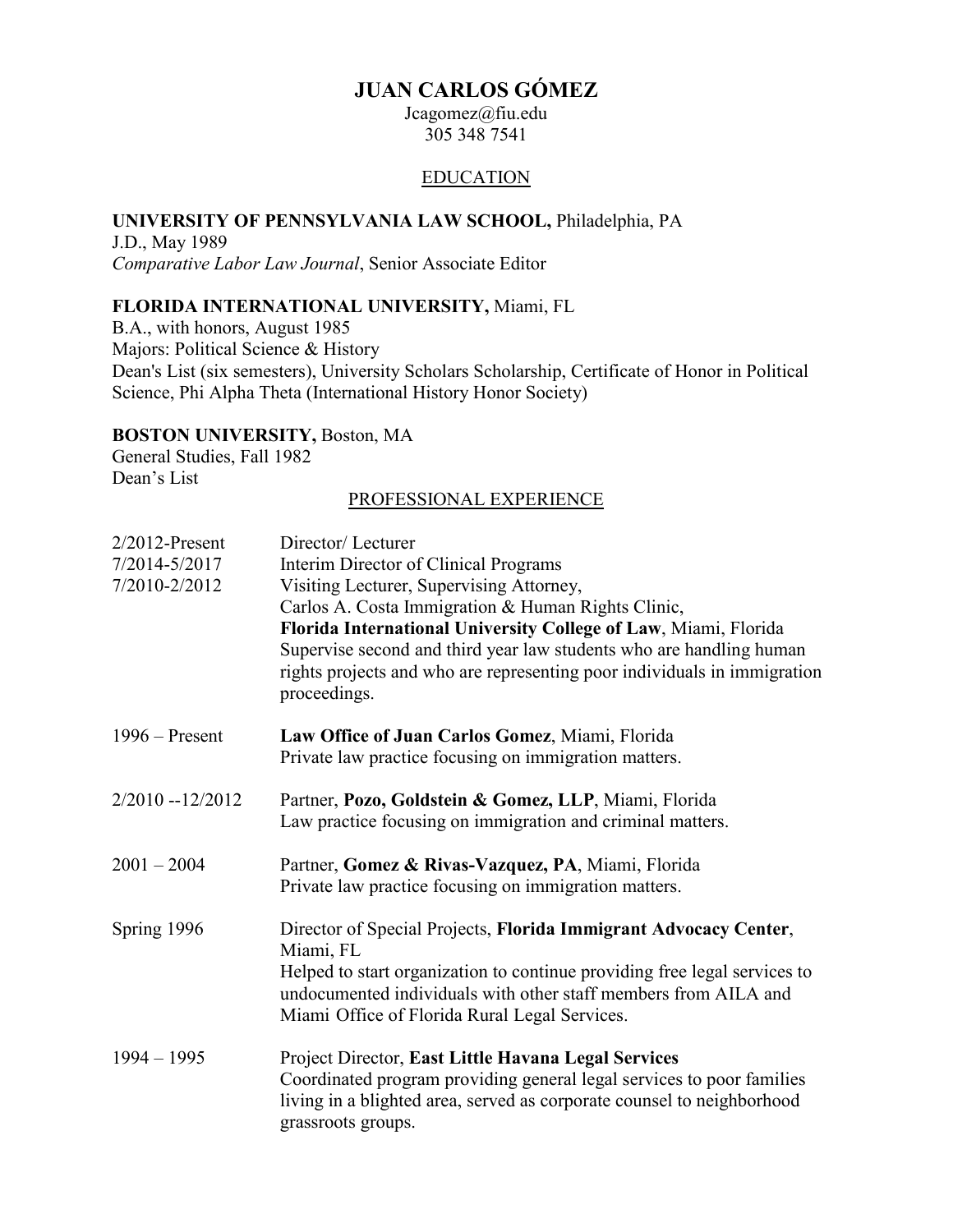# JUAN CARLOS GÓMEZ

Jcagomez@fiu.edu
305 348 7541

## EDUCATION

**UNIVERSITY OF PENNSYLVANIA LAW SCHOOL,** Philadelphia, PA
J.D., May 1989
*Comparative Labor Law Journal*, Senior Associate Editor

**FLORIDA INTERNATIONAL UNIVERSITY,** Miami, FL
B.A., with honors, August 1985
Majors: Political Science & History
Dean's List (six semesters), University Scholars Scholarship, Certificate of Honor in Political Science, Phi Alpha Theta (International History Honor Society)

**BOSTON UNIVERSITY,** Boston, MA
General Studies, Fall 1982
Dean's List

## PROFESSIONAL EXPERIENCE

| | |
|---|---|
| 2/2012-Present<br>7/2014-5/2017<br>7/2010-2/2012 | Director/ Lecturer<br>Interim Director of Clinical Programs<br>Visiting Lecturer, Supervising Attorney,<br>Carlos A. Costa Immigration & Human Rights Clinic,<br>**Florida International University College of Law**, Miami, Florida<br>Supervise second and third year law students who are handling human rights projects and who are representing poor individuals in immigration proceedings. |
| 1996 – Present | **Law Office of Juan Carlos Gomez**, Miami, Florida<br>Private law practice focusing on immigration matters. |
| 2/2010 --12/2012 | Partner, **Pozo, Goldstein & Gomez, LLP**, Miami, Florida<br>Law practice focusing on immigration and criminal matters. |
| 2001 – 2004 | Partner, **Gomez & Rivas-Vazquez, PA**, Miami, Florida<br>Private law practice focusing on immigration matters. |
| Spring 1996 | Director of Special Projects, **Florida Immigrant Advocacy Center**, Miami, FL<br>Helped to start organization to continue providing free legal services to undocumented individuals with other staff members from AILA and Miami Office of Florida Rural Legal Services. |
| 1994 – 1995 | Project Director, **East Little Havana Legal Services**<br>Coordinated program providing general legal services to poor families living in a blighted area, served as corporate counsel to neighborhood grassroots groups. |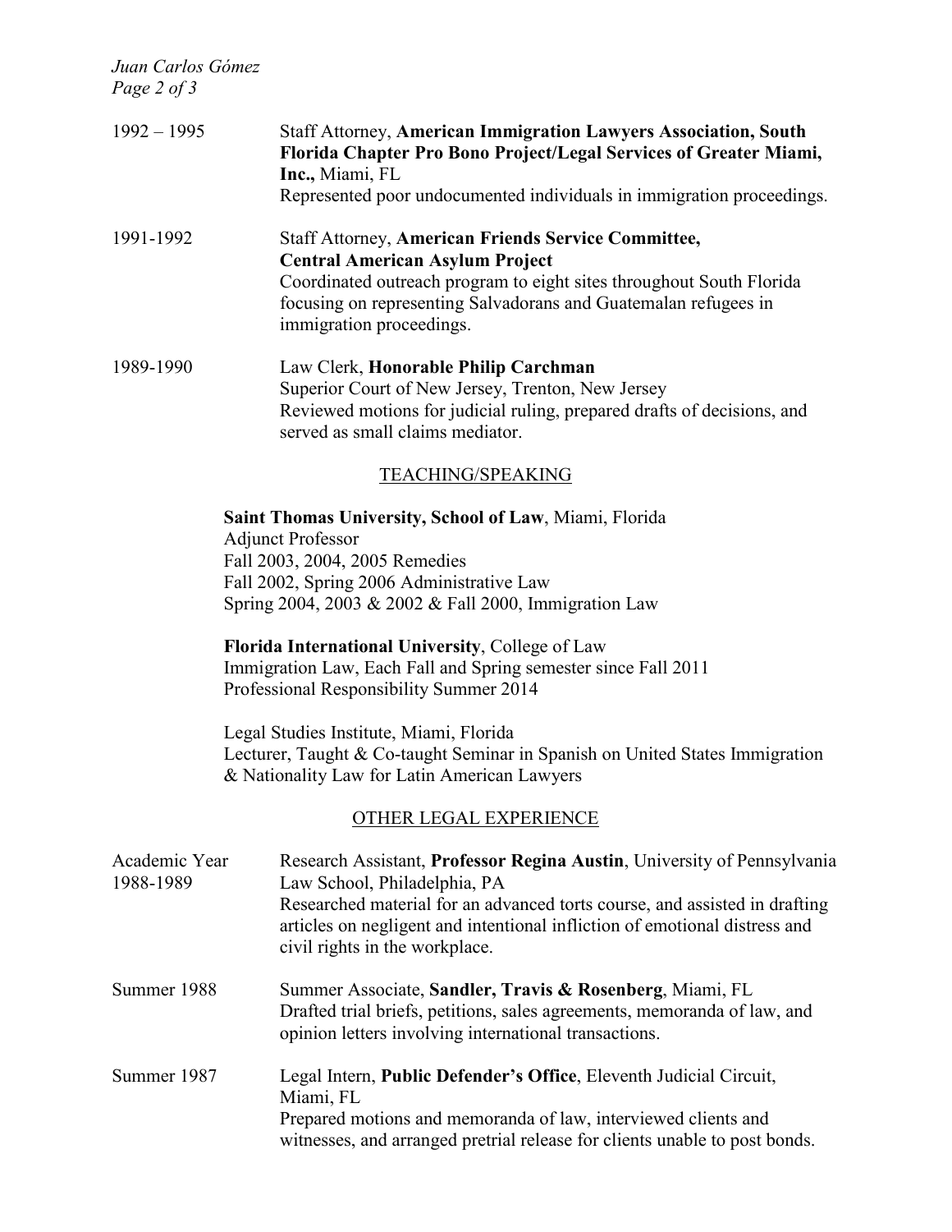1992 – 1995 Staff Attorney, **American Immigration Lawyers Association, South Florida Chapter Pro Bono Project/Legal Services of Greater Miami, Inc.,** Miami, FL
Represented poor undocumented individuals in immigration proceedings.

1991-1992 Staff Attorney, **American Friends Service Committee, Central American Asylum Project**
Coordinated outreach program to eight sites throughout South Florida focusing on representing Salvadorans and Guatemalan refugees in immigration proceedings.

1989-1990 Law Clerk, **Honorable Philip Carchman**
Superior Court of New Jersey, Trenton, New Jersey
Reviewed motions for judicial ruling, prepared drafts of decisions, and served as small claims mediator.

## TEACHING/SPEAKING

**Saint Thomas University, School of Law**, Miami, Florida
Adjunct Professor
Fall 2003, 2004, 2005 Remedies
Fall 2002, Spring 2006 Administrative Law
Spring 2004, 2003 & 2002 & Fall 2000, Immigration Law

**Florida International University**, College of Law
Immigration Law, Each Fall and Spring semester since Fall 2011
Professional Responsibility Summer 2014

Legal Studies Institute, Miami, Florida
Lecturer, Taught & Co-taught Seminar in Spanish on United States Immigration & Nationality Law for Latin American Lawyers

## OTHER LEGAL EXPERIENCE

Academic Year 1988-1989 Research Assistant, **Professor Regina Austin**, University of Pennsylvania Law School, Philadelphia, PA
Researched material for an advanced torts course, and assisted in drafting articles on negligent and intentional infliction of emotional distress and civil rights in the workplace.

Summer 1988 Summer Associate, **Sandler, Travis & Rosenberg**, Miami, FL
Drafted trial briefs, petitions, sales agreements, memoranda of law, and opinion letters involving international transactions.

Summer 1987 Legal Intern, **Public Defender's Office**, Eleventh Judicial Circuit, Miami, FL
Prepared motions and memoranda of law, interviewed clients and witnesses, and arranged pretrial release for clients unable to post bonds.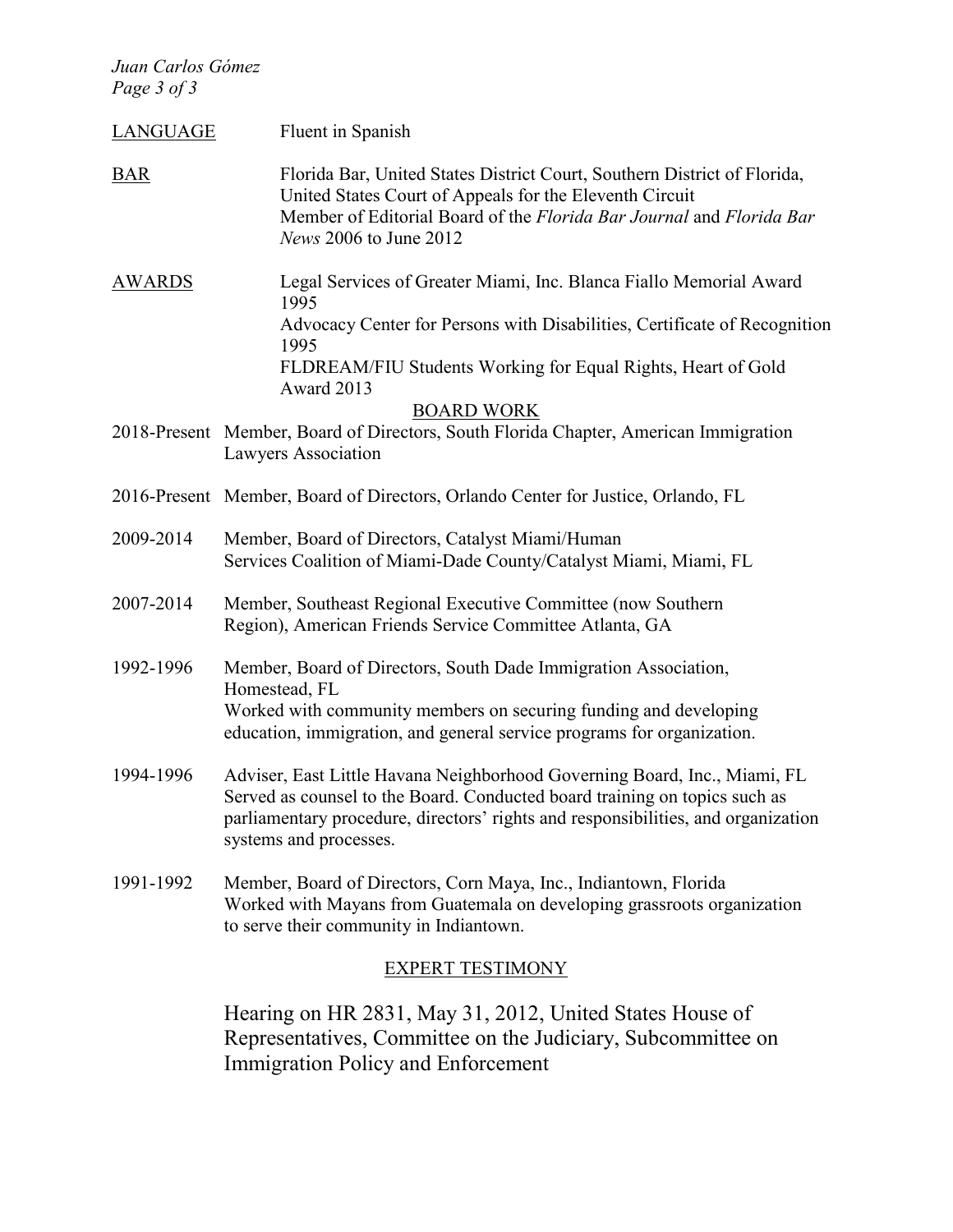**LANGUAGE** Fluent in Spanish

**BAR** Florida Bar, United States District Court, Southern District of Florida, United States Court of Appeals for the Eleventh Circuit
Member of Editorial Board of the *Florida Bar Journal* and *Florida Bar News* 2006 to June 2012

**AWARDS**
Legal Services of Greater Miami, Inc. Blanca Fiallo Memorial Award 1995
Advocacy Center for Persons with Disabilities, Certificate of Recognition 1995
FLDREAM/FIU Students Working for Equal Rights, Heart of Gold Award 2013

## BOARD WORK

2018-Present Member, Board of Directors, South Florida Chapter, American Immigration Lawyers Association

2016-Present Member, Board of Directors, Orlando Center for Justice, Orlando, FL

2009-2014 Member, Board of Directors, Catalyst Miami/Human Services Coalition of Miami-Dade County/Catalyst Miami, Miami, FL

2007-2014 Member, Southeast Regional Executive Committee (now Southern Region), American Friends Service Committee Atlanta, GA

1992-1996 Member, Board of Directors, South Dade Immigration Association, Homestead, FL
Worked with community members on securing funding and developing education, immigration, and general service programs for organization.

1994-1996 Adviser, East Little Havana Neighborhood Governing Board, Inc., Miami, FL
Served as counsel to the Board. Conducted board training on topics such as parliamentary procedure, directors' rights and responsibilities, and organization systems and processes.

1991-1992 Member, Board of Directors, Corn Maya, Inc., Indiantown, Florida
Worked with Mayans from Guatemala on developing grassroots organization to serve their community in Indiantown.

## EXPERT TESTIMONY

Hearing on HR 2831, May 31, 2012, United States House of Representatives, Committee on the Judiciary, Subcommittee on Immigration Policy and Enforcement